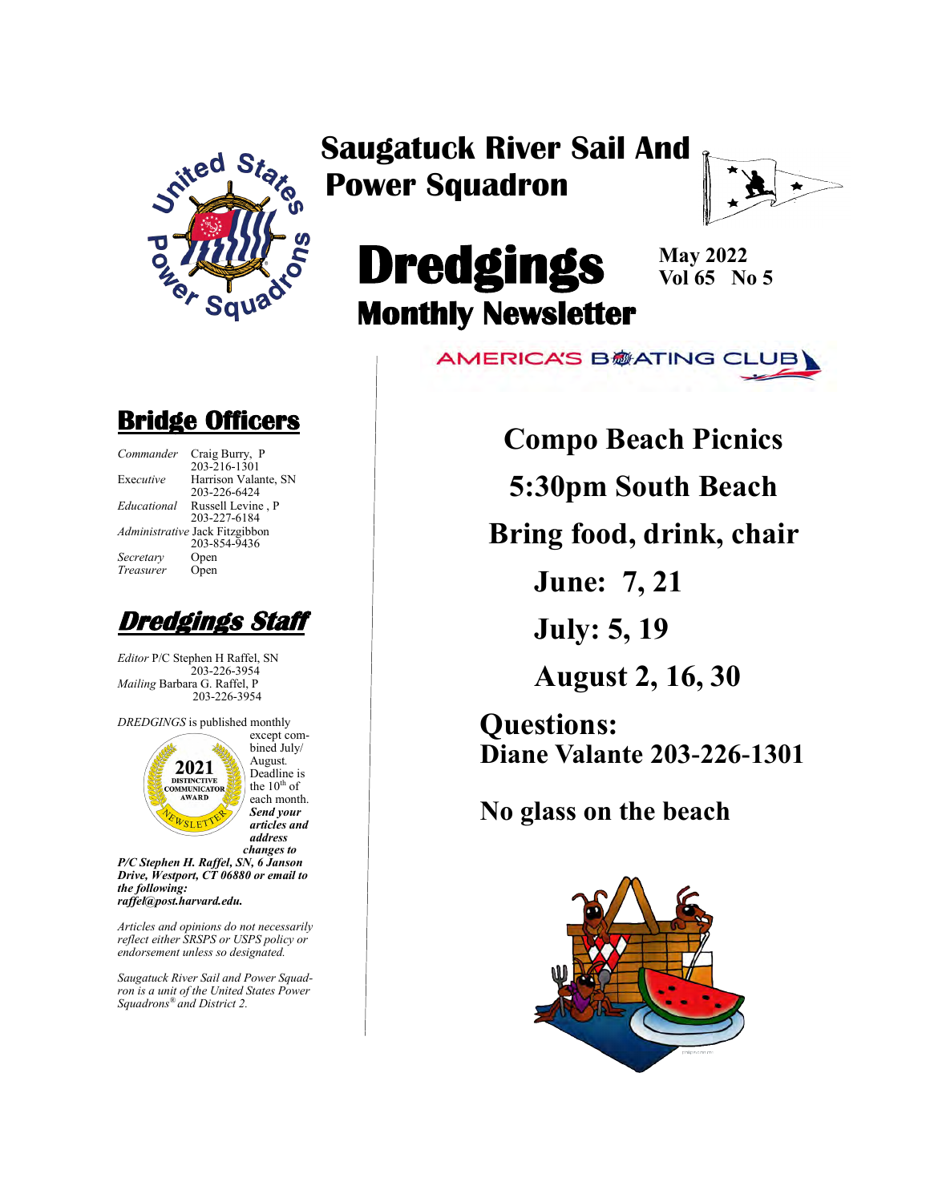# Saugatuck River Sail And Power Squadron

# Dredgings

## Monthly Newsletter

**May 2022**
**Vol 65 No 5**

AMERICA'S BOATING CLUB

## Bridge Officers

| | |
|---|---|
| *Commander* | Craig Burry, P<br>203-216-1301 |
| Ex*ecutive* | Harrison Valante, SN<br>203-226-6424 |
| *Educational* | Russell Levine , P<br>203-227-6184 |
| *Administrative* | Jack Fitzgibbon<br>203-854-9436 |
| *Secretary* | Open |
| *Treasurer* | Open |

## Dredgings Staff

*Editor* P/C Stephen H Raffel, SN
203-226-3954
*Mailing* Barbara G. Raffel, P
203-226-3954

*DREDGINGS* is published monthly except combined July/August. Deadline is the 10th of each month. ***Send your articles and address changes to P/C Stephen H. Raffel, SN, 6 Janson Drive, Westport, CT 06880 or email to the following: raffel@post.harvard.edu.***

2021 DISTINCTIVE COMMUNICATOR AWARD NEWSLETTER

*Articles and opinions do not necessarily reflect either SRSPS or USPS policy or endorsement unless so designated.*

*Saugatuck River Sail and Power Squadron is a unit of the United States Power Squadrons® and District 2.*

## Compo Beach Picnics

## 5:30pm South Beach

## Bring food, drink, chair

## June: 7, 21

## July: 5, 19

## August 2, 16, 30

## Questions:

## Diane Valante 203-226-1301

## No glass on the beach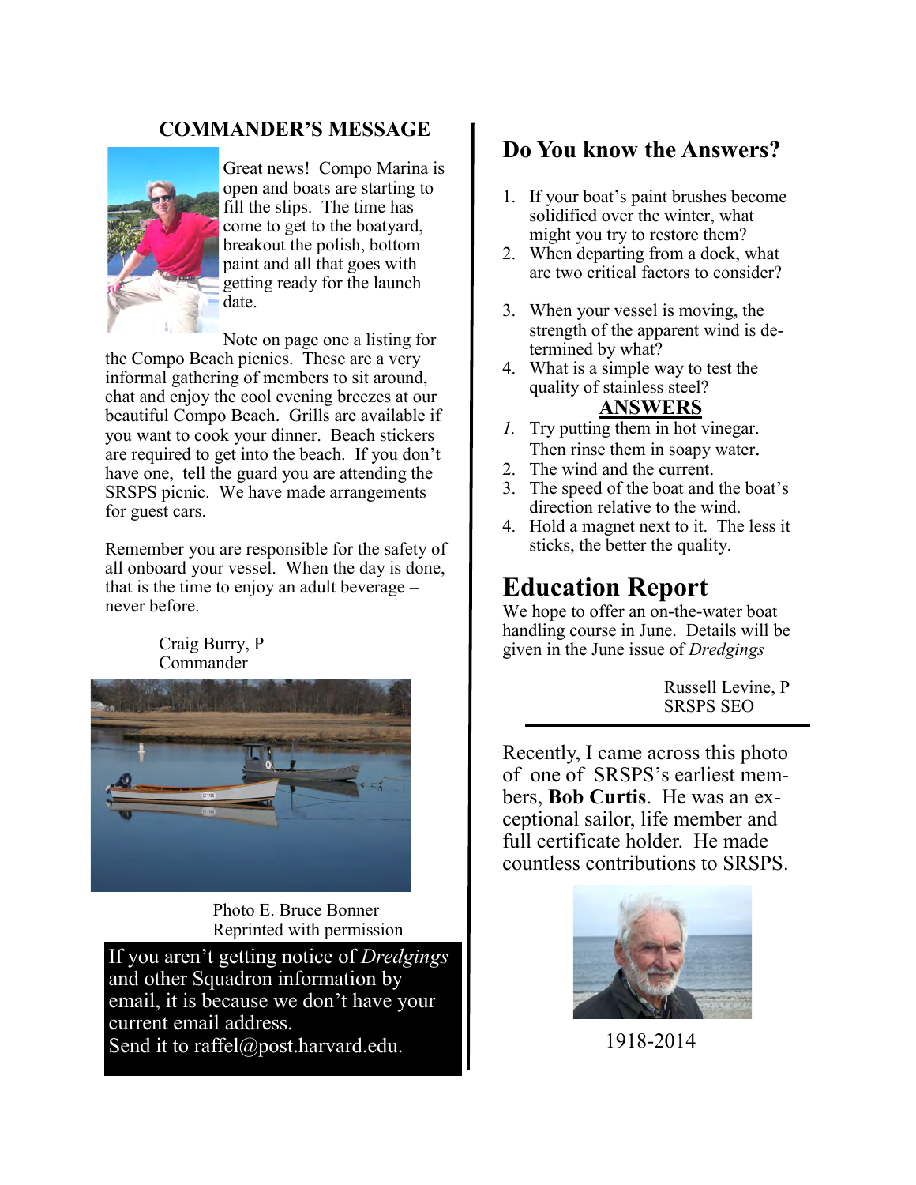## COMMANDER'S MESSAGE

Great news! Compo Marina is open and boats are starting to fill the slips. The time has come to get to the boatyard, breakout the polish, bottom paint and all that goes with getting ready for the launch date.

Note on page one a listing for the Compo Beach picnics. These are a very informal gathering of members to sit around, chat and enjoy the cool evening breezes at our beautiful Compo Beach. Grills are available if you want to cook your dinner. Beach stickers are required to get into the beach. If you don't have one, tell the guard you are attending the SRSPS picnic. We have made arrangements for guest cars.

Remember you are responsible for the safety of all onboard your vessel. When the day is done, that is the time to enjoy an adult beverage – never before.

Craig Burry, P
Commander

Photo E. Bruce Bonner
Reprinted with permission

If you aren't getting notice of *Dredgings* and other Squadron information by email, it is because we don't have your current email address.
Send it to raffel@post.harvard.edu.

## Do You know the Answers?

1. If your boat's paint brushes become solidified over the winter, what might you try to restore them?
2. When departing from a dock, what are two critical factors to consider?
3. When your vessel is moving, the strength of the apparent wind is determined by what?
4. What is a simple way to test the quality of stainless steel?

**ANSWERS**

1. Try putting them in hot vinegar. Then rinse them in soapy water.
2. The wind and the current.
3. The speed of the boat and the boat's direction relative to the wind.
4. Hold a magnet next to it. The less it sticks, the better the quality.

# Education Report

We hope to offer an on-the-water boat handling course in June. Details will be given in the June issue of *Dredgings*

Russell Levine, P
SRSPS SEO

---

Recently, I came across this photo of one of SRSPS's earliest members, **Bob Curtis**. He was an exceptional sailor, life member and full certificate holder. He made countless contributions to SRSPS.

1918-2014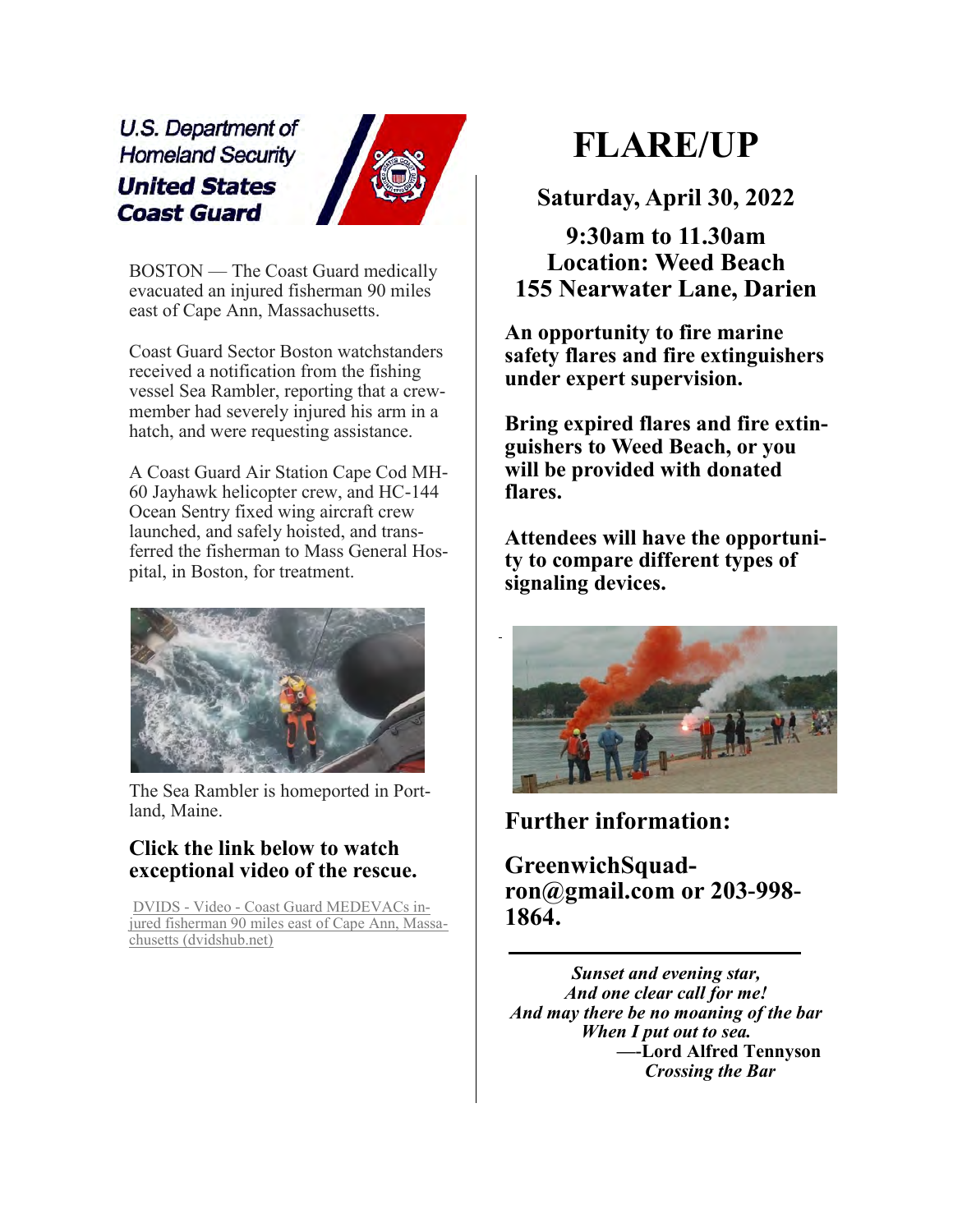U.S. Department of Homeland Security
**United States Coast Guard**

BOSTON — The Coast Guard medically evacuated an injured fisherman 90 miles east of Cape Ann, Massachusetts.

Coast Guard Sector Boston watchstanders received a notification from the fishing vessel Sea Rambler, reporting that a crewmember had severely injured his arm in a hatch, and were requesting assistance.

A Coast Guard Air Station Cape Cod MH-60 Jayhawk helicopter crew, and HC-144 Ocean Sentry fixed wing aircraft crew launched, and safely hoisted, and transferred the fisherman to Mass General Hospital, in Boston, for treatment.

The Sea Rambler is homeported in Portland, Maine.

### Click the link below to watch exceptional video of the rescue.

DVIDS - Video - Coast Guard MEDEVACs injured fisherman 90 miles east of Cape Ann, Massachusetts (dvidshub.net)

# FLARE/UP

### Saturday, April 30, 2022

### 9:30am to 11.30am
### Location: Weed Beach
### 155 Nearwater Lane, Darien

**An opportunity to fire marine safety flares and fire extinguishers under expert supervision.**

**Bring expired flares and fire extinguishers to Weed Beach, or you will be provided with donated flares.**

**Attendees will have the opportunity to compare different types of signaling devices.**

## Further information:

## GreenwichSquadron@gmail.com or 203-998-1864.

---

*Sunset and evening star,*
*And one clear call for me!*
*And may there be no moaning of the bar*
*When I put out to sea.*
**—-Lord Alfred Tennyson**
*Crossing the Bar*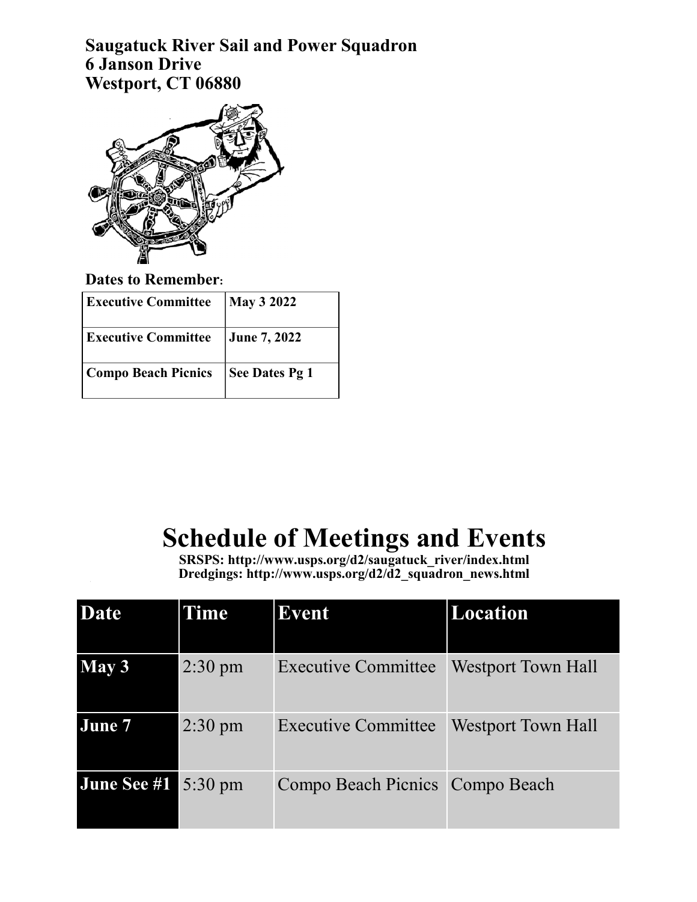**Saugatuck River Sail and Power Squadron**
**6 Janson Drive**
**Westport, CT 06880**

**Dates to Remember:**

| | |
|---|---|
| **Executive Committee** | **May 3 2022** |
| **Executive Committee** | **June 7, 2022** |
| **Compo Beach Picnics** | **See Dates Pg 1** |

# Schedule of Meetings and Events

**SRSPS: http://www.usps.org/d2/saugatuck_river/index.html**
**Dredgings: http://www.usps.org/d2/d2_squadron_news.html**

| Date | Time | Event | Location |
|---|---|---|---|
| **May 3** | 2:30 pm | Executive Committee | Westport Town Hall |
| **June 7** | 2:30 pm | Executive Committee | Westport Town Hall |
| **June See #1** | 5:30 pm | Compo Beach Picnics | Compo Beach |